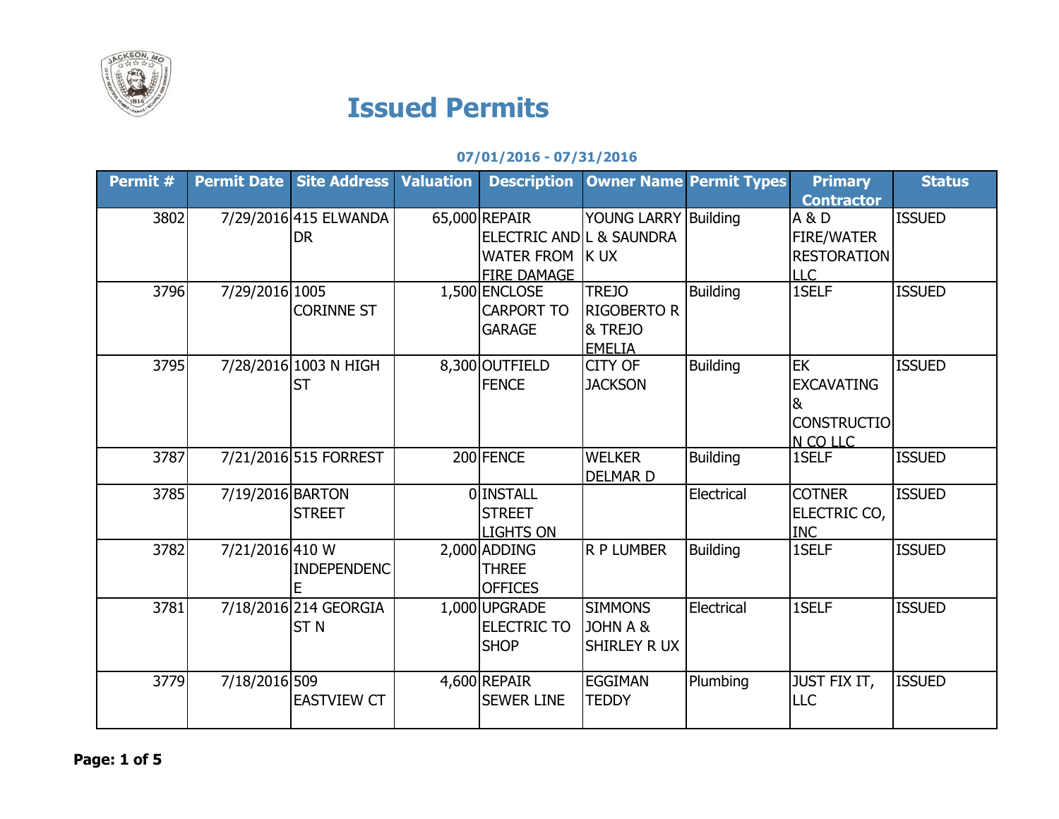# Issued Permits

**07/01/2016 - 07/31/2016**

| Permit # | Permit Date | Site Address | Valuation | Description | Owner Name | Permit Types | Primary Contractor | Status |
|---|---|---|---|---|---|---|---|---|
| 3802 | 7/29/2016 | 415 ELWANDA DR | 65,000 | REPAIR ELECTRIC AND WATER FROM FIRE DAMAGE | YOUNG LARRY L & SAUNDRA K UX | Building | A & D FIRE/WATER RESTORATION LLC | ISSUED |
| 3796 | 7/29/2016 | 1005 CORINNE ST | 1,500 | ENCLOSE CARPORT TO GARAGE | TREJO RIGOBERTO R & TREJO EMELIA | Building | 1SELF | ISSUED |
| 3795 | 7/28/2016 | 1003 N HIGH ST | 8,300 | OUTFIELD FENCE | CITY OF JACKSON | Building | EK EXCAVATING & CONSTRUCTION CO LLC | ISSUED |
| 3787 | 7/21/2016 | 515 FORREST | 200 | FENCE | WELKER DELMAR D | Building | 1SELF | ISSUED |
| 3785 | 7/19/2016 | BARTON STREET | 0 | INSTALL STREET LIGHTS ON | | Electrical | COTNER ELECTRIC CO, INC | ISSUED |
| 3782 | 7/21/2016 | 410 W INDEPENDENCE | 2,000 | ADDING THREE OFFICES | R P LUMBER | Building | 1SELF | ISSUED |
| 3781 | 7/18/2016 | 214 GEORGIA ST N | 1,000 | UPGRADE ELECTRIC TO SHOP | SIMMONS JOHN A & SHIRLEY R UX | Electrical | 1SELF | ISSUED |
| 3779 | 7/18/2016 | 509 EASTVIEW CT | 4,600 | REPAIR SEWER LINE | EGGIMAN TEDDY | Plumbing | JUST FIX IT, LLC | ISSUED |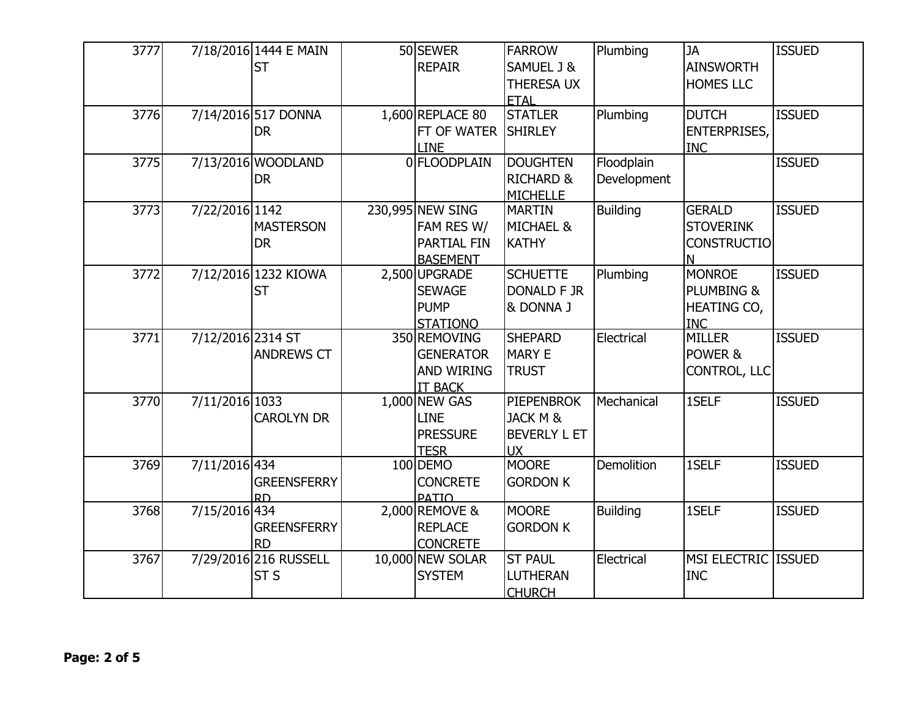| | | | | | | | | |
|---|---|---|---|---|---|---|---|---|
| 3777 | 7/18/2016 | 1444 E MAIN ST | 50 | SEWER REPAIR | FARROW SAMUEL J & THERESA UX ETAL | Plumbing | JA AINSWORTH HOMES LLC | ISSUED |
| 3776 | 7/14/2016 | 517 DONNA DR | 1,600 | REPLACE 80 FT OF WATER LINE | STATLER SHIRLEY | Plumbing | DUTCH ENTERPRISES, INC | ISSUED |
| 3775 | 7/13/2016 | WOODLAND DR | 0 | FLOODPLAIN | DOUGHTEN RICHARD & MICHELLE | Floodplain Development | | ISSUED |
| 3773 | 7/22/2016 | 1142 MASTERSON DR | 230,995 | NEW SING FAM RES W/ PARTIAL FIN BASEMENT | MARTIN MICHAEL & KATHY | Building | GERALD STOVERINK CONSTRUCTION | ISSUED |
| 3772 | 7/12/2016 | 1232 KIOWA ST | 2,500 | UPGRADE SEWAGE PUMP STATIONQ | SCHUETTE DONALD F JR & DONNA J | Plumbing | MONROE PLUMBING & HEATING CO, INC | ISSUED |
| 3771 | 7/12/2016 | 2314 ST ANDREWS CT | 350 | REMOVING GENERATOR AND WIRING IT BACK | SHEPARD MARY E TRUST | Electrical | MILLER POWER & CONTROL, LLC | ISSUED |
| 3770 | 7/11/2016 | 1033 CAROLYN DR | 1,000 | NEW GAS LINE PRESSURE TESR | PIEPENBROK JACK M & BEVERLY L ET UX | Mechanical | 1SELF | ISSUED |
| 3769 | 7/11/2016 | 434 GREENSFERRY RD | 100 | DEMO CONCRETE PATIO | MOORE GORDON K | Demolition | 1SELF | ISSUED |
| 3768 | 7/15/2016 | 434 GREENSFERRY RD | 2,000 | REMOVE & REPLACE CONCRETE | MOORE GORDON K | Building | 1SELF | ISSUED |
| 3767 | 7/29/2016 | 216 RUSSELL ST S | 10,000 | NEW SOLAR SYSTEM | ST PAUL LUTHERAN CHURCH | Electrical | MSI ELECTRIC INC | ISSUED |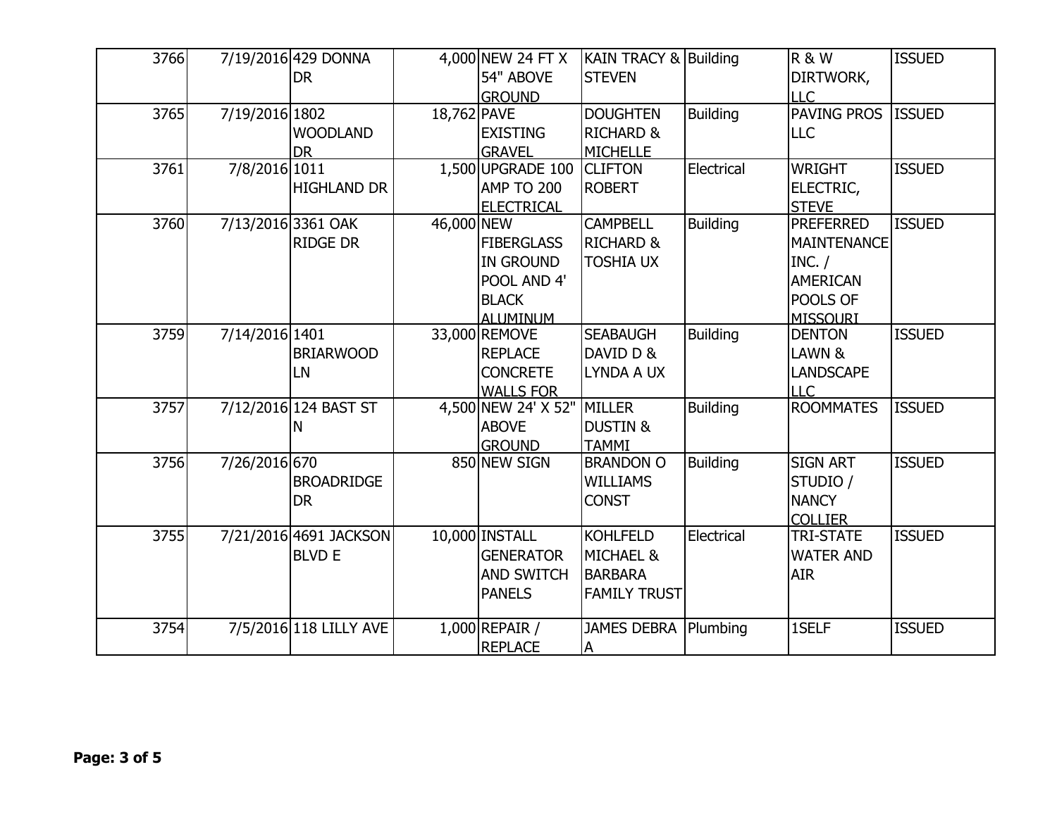| 3766 | 7/19/2016 | 429 DONNA DR | 4,000 | NEW 24 FT X 54" ABOVE GROUND | KAIN TRACY & STEVEN | Building | R & W DIRTWORK, LLC | ISSUED |
|---|---|---|---|---|---|---|---|---|
| 3765 | 7/19/2016 | 1802 WOODLAND DR | 18,762 | PAVE EXISTING GRAVEL | DOUGHTEN RICHARD & MICHELLE | Building | PAVING PROS LLC | ISSUED |
| 3761 | 7/8/2016 | 1011 HIGHLAND DR | 1,500 | UPGRADE 100 AMP TO 200 ELECTRICAL | CLIFTON ROBERT | Electrical | WRIGHT ELECTRIC, STEVE | ISSUED |
| 3760 | 7/13/2016 | 3361 OAK RIDGE DR | 46,000 | NEW FIBERGLASS IN GROUND POOL AND 4' BLACK ALUMINUM | CAMPBELL RICHARD & TOSHIA UX | Building | PREFERRED MAINTENANCE INC. / AMERICAN POOLS OF MISSOURI | ISSUED |
| 3759 | 7/14/2016 | 1401 BRIARWOOD LN | 33,000 | REMOVE REPLACE CONCRETE WALLS FOR | SEABAUGH DAVID D & LYNDA A UX | Building | DENTON LAWN & LANDSCAPE LLC | ISSUED |
| 3757 | 7/12/2016 | 124 BAST ST N | 4,500 | NEW 24' X 52" ABOVE GROUND | MILLER DUSTIN & TAMMI | Building | ROOMMATES | ISSUED |
| 3756 | 7/26/2016 | 670 BROADRIDGE DR | 850 | NEW SIGN | BRANDON O WILLIAMS CONST | Building | SIGN ART STUDIO / NANCY COLLIER | ISSUED |
| 3755 | 7/21/2016 | 4691 JACKSON BLVD E | 10,000 | INSTALL GENERATOR AND SWITCH PANELS | KOHLFELD MICHAEL & BARBARA FAMILY TRUST | Electrical | TRI-STATE WATER AND AIR | ISSUED |
| 3754 | 7/5/2016 | 118 LILLY AVE | 1,000 | REPAIR / REPLACE | JAMES DEBRA A | Plumbing | 1SELF | ISSUED |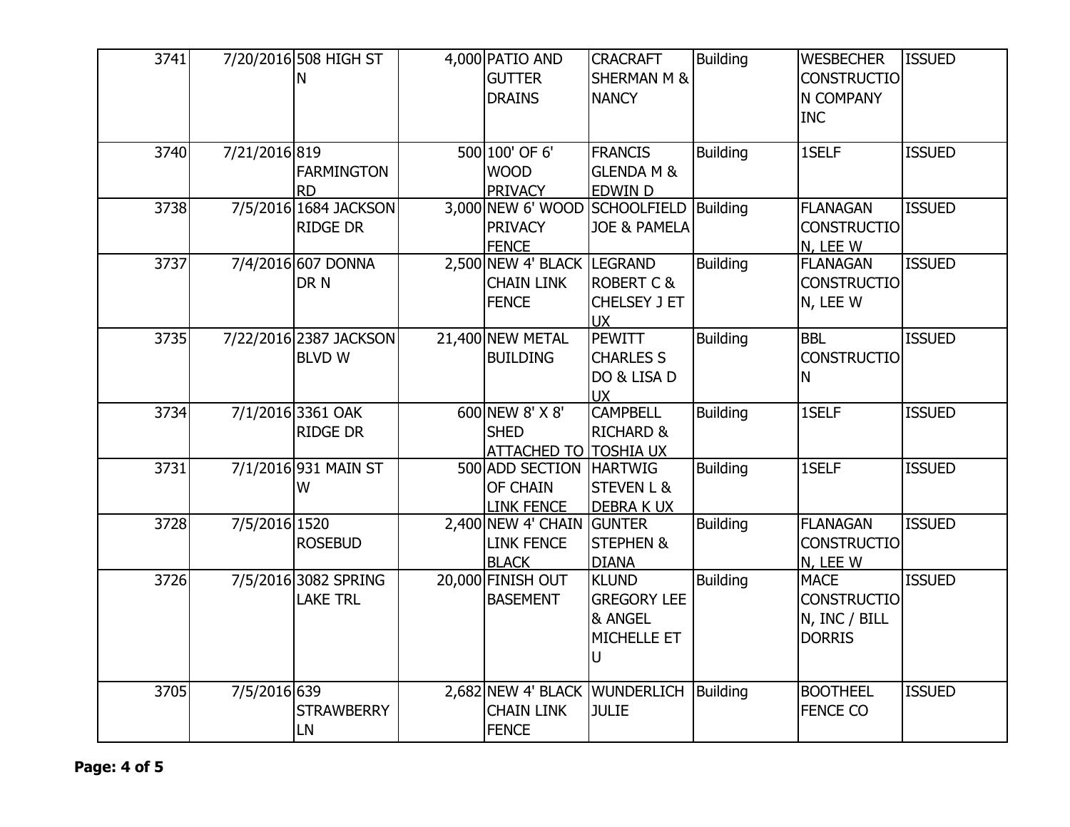| 3741 | 7/20/2016 | 508 HIGH ST N | 4,000 | PATIO AND GUTTER DRAINS | CRACRAFT SHERMAN M & NANCY | Building | WESBECHER CONSTRUCTION COMPANY INC | ISSUED |
|---|---|---|---|---|---|---|---|---|
| 3740 | 7/21/2016 | 819 FARMINGTON RD | 500 | 100' OF 6' WOOD PRIVACY | FRANCIS GLENDA M & EDWIN D | Building | 1SELF | ISSUED |
| 3738 | 7/5/2016 | 1684 JACKSON RIDGE DR | 3,000 | NEW 6' WOOD PRIVACY FENCE | SCHOOLFIELD JOE & PAMELA | Building | FLANAGAN CONSTRUCTION, LEE W | ISSUED |
| 3737 | 7/4/2016 | 607 DONNA DR N | 2,500 | NEW 4' BLACK CHAIN LINK FENCE | LEGRAND ROBERT C & CHELSEY J ET UX | Building | FLANAGAN CONSTRUCTION, LEE W | ISSUED |
| 3735 | 7/22/2016 | 2387 JACKSON BLVD W | 21,400 | NEW METAL BUILDING | PEWITT CHARLES S DO & LISA D UX | Building | BBL CONSTRUCTION | ISSUED |
| 3734 | 7/1/2016 | 3361 OAK RIDGE DR | 600 | NEW 8' X 8' SHED ATTACHED TO | CAMPBELL RICHARD & TOSHIA UX | Building | 1SELF | ISSUED |
| 3731 | 7/1/2016 | 931 MAIN ST W | 500 | ADD SECTION OF CHAIN LINK FENCE | HARTWIG STEVEN L & DEBRA K UX | Building | 1SELF | ISSUED |
| 3728 | 7/5/2016 | 1520 ROSEBUD | 2,400 | NEW 4' CHAIN LINK FENCE BLACK | GUNTER STEPHEN & DIANA | Building | FLANAGAN CONSTRUCTION, LEE W | ISSUED |
| 3726 | 7/5/2016 | 3082 SPRING LAKE TRL | 20,000 | FINISH OUT BASEMENT | KLUND GREGORY LEE & ANGEL MICHELLE ET U | Building | MACE CONSTRUCTION, INC / BILL DORRIS | ISSUED |
| 3705 | 7/5/2016 | 639 STRAWBERRY LN | 2,682 | NEW 4' BLACK CHAIN LINK FENCE | WUNDERLICH JULIE | Building | BOOTHEEL FENCE CO | ISSUED |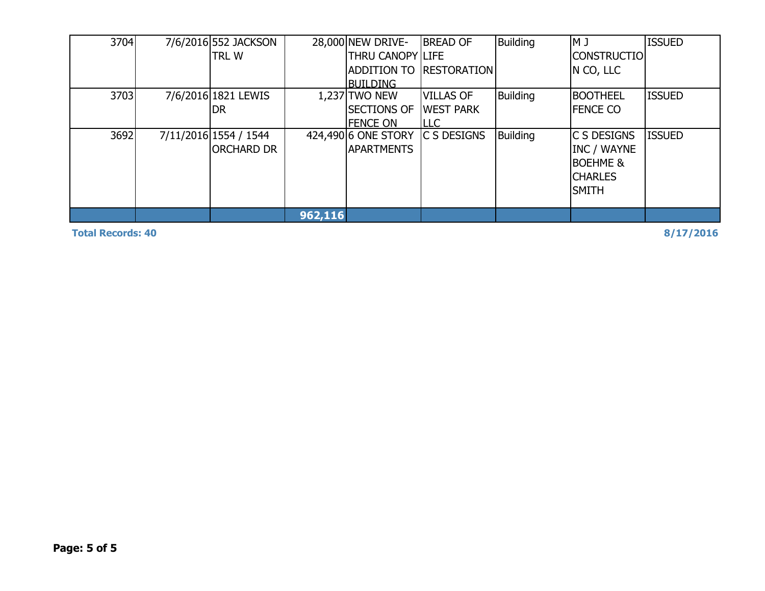| | | | | | | | | |
|---|---|---|---|---|---|---|---|---|
| 3704 | 7/6/2016 | 552 JACKSON TRL W | 28,000 | NEW DRIVE-THRU CANOPY ADDITION TO BUILDING | BREAD OF LIFE RESTORATION | Building | M J CONSTRUCTION CO, LLC | ISSUED |
| 3703 | 7/6/2016 | 1821 LEWIS DR | 1,237 | TWO NEW SECTIONS OF FENCE ON | VILLAS OF WEST PARK LLC | Building | BOOTHEEL FENCE CO | ISSUED |
| 3692 | 7/11/2016 | 1554 / 1544 ORCHARD DR | 424,490 | 6 ONE STORY APARTMENTS | C S DESIGNS | Building | C S DESIGNS INC / WAYNE BOEHME & CHARLES SMITH | ISSUED |
| | | | **962,116** | | | | | |

**Total Records: 40**

**8/17/2016**